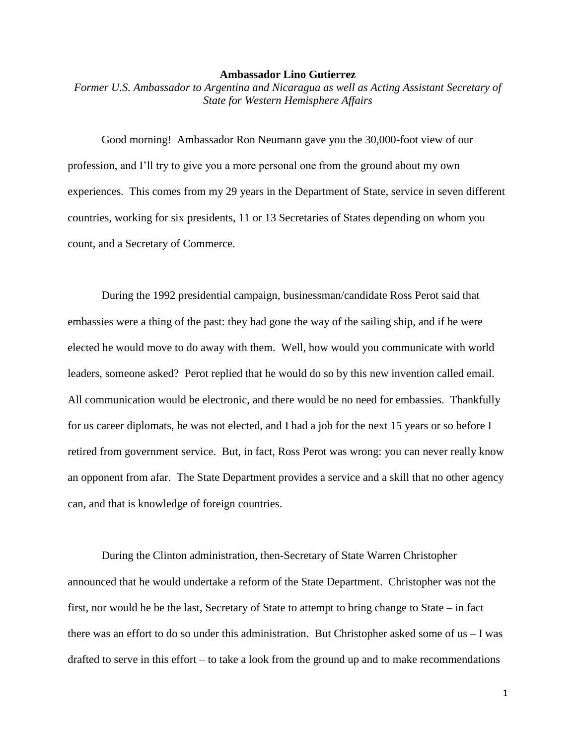**Ambassador Lino Gutierrez**

*Former U.S. Ambassador to Argentina and Nicaragua as well as Acting Assistant Secretary of State for Western Hemisphere Affairs*

Good morning! Ambassador Ron Neumann gave you the 30,000-foot view of our profession, and I'll try to give you a more personal one from the ground about my own experiences. This comes from my 29 years in the Department of State, service in seven different countries, working for six presidents, 11 or 13 Secretaries of States depending on whom you count, and a Secretary of Commerce.

During the 1992 presidential campaign, businessman/candidate Ross Perot said that embassies were a thing of the past: they had gone the way of the sailing ship, and if he were elected he would move to do away with them. Well, how would you communicate with world leaders, someone asked? Perot replied that he would do so by this new invention called email. All communication would be electronic, and there would be no need for embassies. Thankfully for us career diplomats, he was not elected, and I had a job for the next 15 years or so before I retired from government service. But, in fact, Ross Perot was wrong: you can never really know an opponent from afar. The State Department provides a service and a skill that no other agency can, and that is knowledge of foreign countries.

During the Clinton administration, then-Secretary of State Warren Christopher announced that he would undertake a reform of the State Department. Christopher was not the first, nor would he be the last, Secretary of State to attempt to bring change to State – in fact there was an effort to do so under this administration. But Christopher asked some of us – I was drafted to serve in this effort – to take a look from the ground up and to make recommendations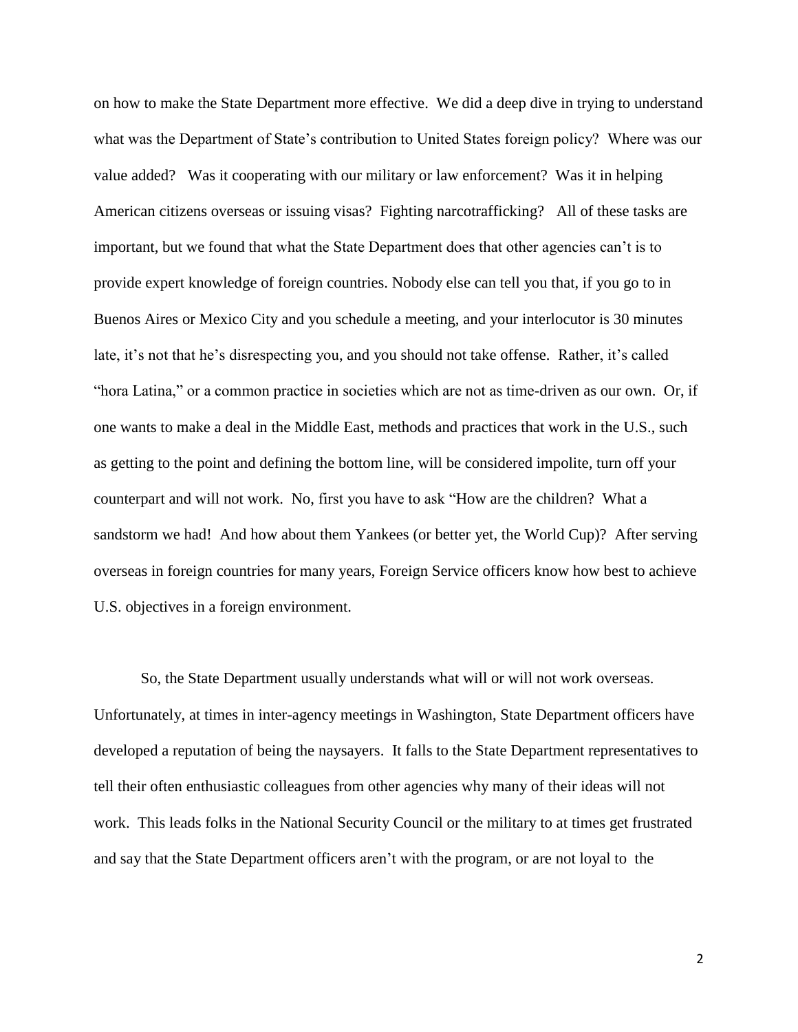on how to make the State Department more effective. We did a deep dive in trying to understand what was the Department of State's contribution to United States foreign policy? Where was our value added? Was it cooperating with our military or law enforcement? Was it in helping American citizens overseas or issuing visas? Fighting narcotrafficking? All of these tasks are important, but we found that what the State Department does that other agencies can't is to provide expert knowledge of foreign countries. Nobody else can tell you that, if you go to in Buenos Aires or Mexico City and you schedule a meeting, and your interlocutor is 30 minutes late, it's not that he's disrespecting you, and you should not take offense. Rather, it's called "hora Latina," or a common practice in societies which are not as time-driven as our own. Or, if one wants to make a deal in the Middle East, methods and practices that work in the U.S., such as getting to the point and defining the bottom line, will be considered impolite, turn off your counterpart and will not work. No, first you have to ask "How are the children? What a sandstorm we had! And how about them Yankees (or better yet, the World Cup)? After serving overseas in foreign countries for many years, Foreign Service officers know how best to achieve U.S. objectives in a foreign environment.

So, the State Department usually understands what will or will not work overseas. Unfortunately, at times in inter-agency meetings in Washington, State Department officers have developed a reputation of being the naysayers. It falls to the State Department representatives to tell their often enthusiastic colleagues from other agencies why many of their ideas will not work. This leads folks in the National Security Council or the military to at times get frustrated and say that the State Department officers aren't with the program, or are not loyal to the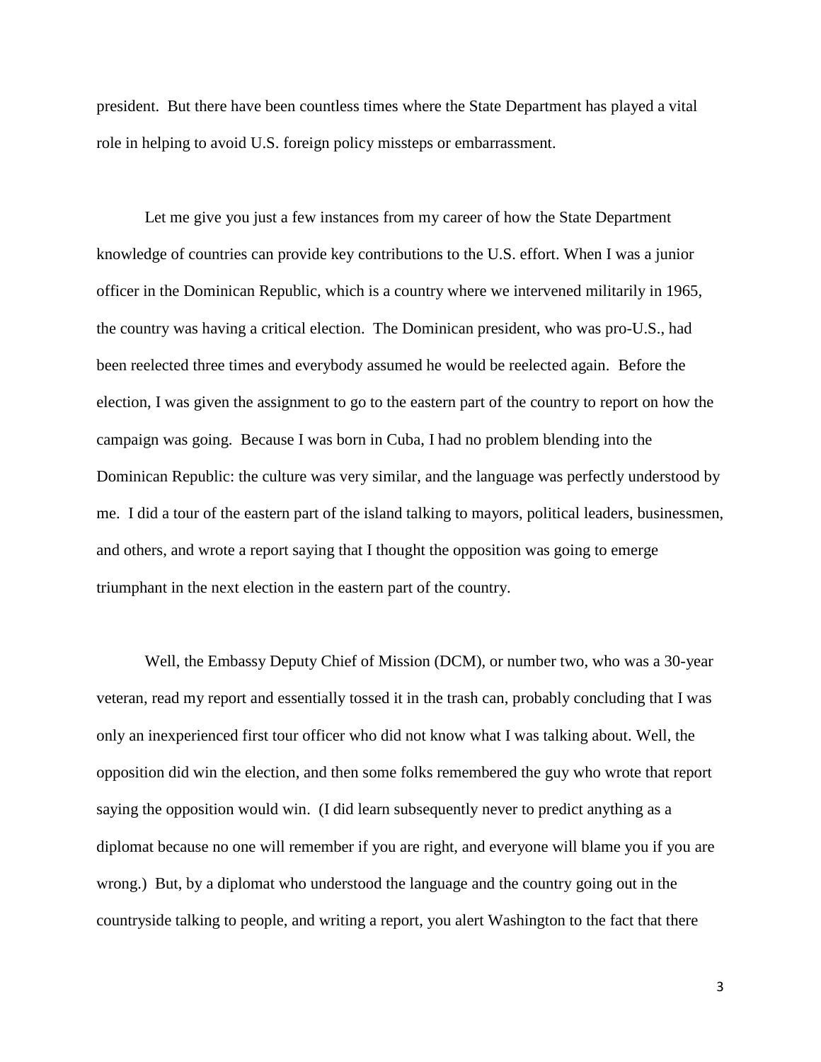president. But there have been countless times where the State Department has played a vital role in helping to avoid U.S. foreign policy missteps or embarrassment.

Let me give you just a few instances from my career of how the State Department knowledge of countries can provide key contributions to the U.S. effort. When I was a junior officer in the Dominican Republic, which is a country where we intervened militarily in 1965, the country was having a critical election. The Dominican president, who was pro-U.S., had been reelected three times and everybody assumed he would be reelected again. Before the election, I was given the assignment to go to the eastern part of the country to report on how the campaign was going. Because I was born in Cuba, I had no problem blending into the Dominican Republic: the culture was very similar, and the language was perfectly understood by me. I did a tour of the eastern part of the island talking to mayors, political leaders, businessmen, and others, and wrote a report saying that I thought the opposition was going to emerge triumphant in the next election in the eastern part of the country.

Well, the Embassy Deputy Chief of Mission (DCM), or number two, who was a 30-year veteran, read my report and essentially tossed it in the trash can, probably concluding that I was only an inexperienced first tour officer who did not know what I was talking about. Well, the opposition did win the election, and then some folks remembered the guy who wrote that report saying the opposition would win. (I did learn subsequently never to predict anything as a diplomat because no one will remember if you are right, and everyone will blame you if you are wrong.) But, by a diplomat who understood the language and the country going out in the countryside talking to people, and writing a report, you alert Washington to the fact that there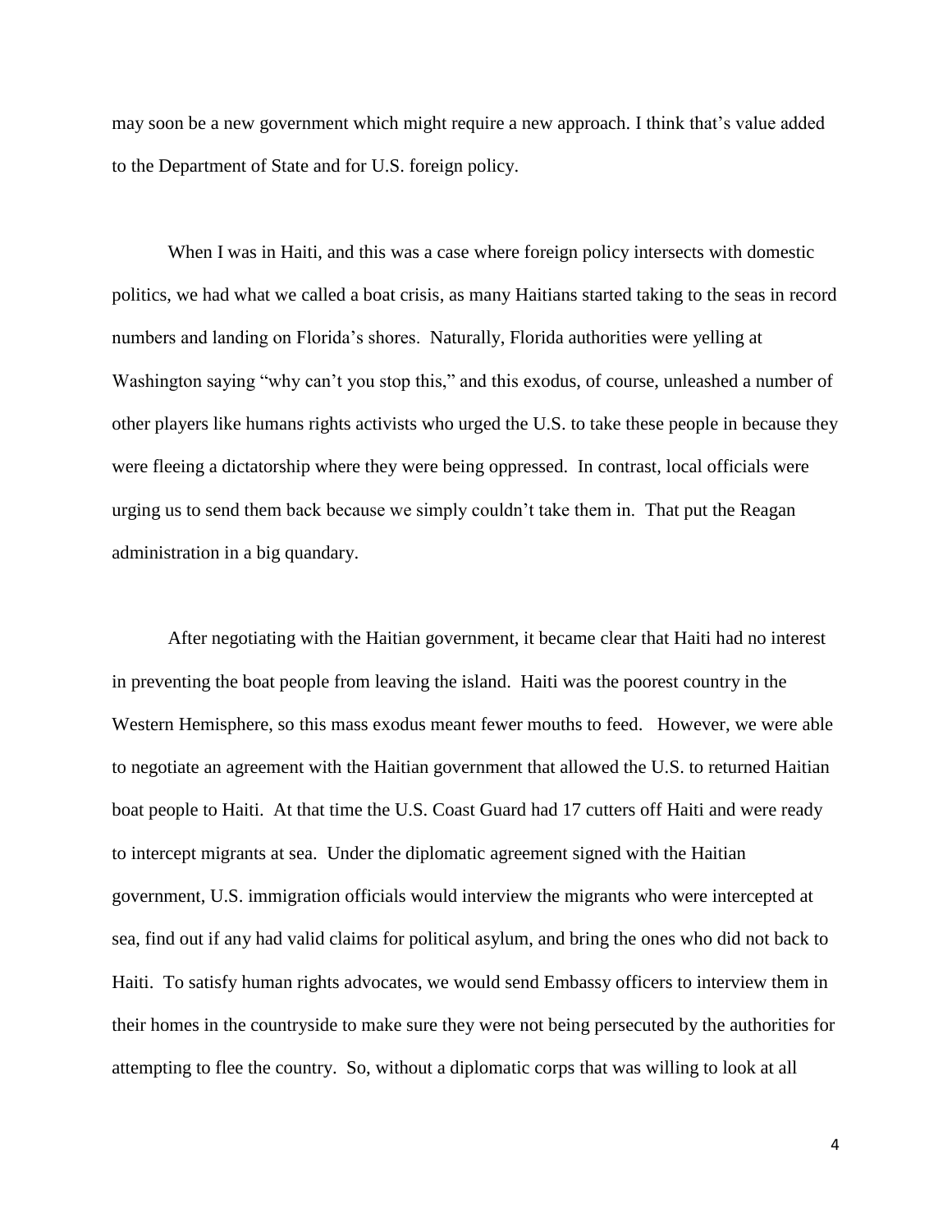may soon be a new government which might require a new approach. I think that's value added to the Department of State and for U.S. foreign policy.

When I was in Haiti, and this was a case where foreign policy intersects with domestic politics, we had what we called a boat crisis, as many Haitians started taking to the seas in record numbers and landing on Florida's shores. Naturally, Florida authorities were yelling at Washington saying "why can't you stop this," and this exodus, of course, unleashed a number of other players like humans rights activists who urged the U.S. to take these people in because they were fleeing a dictatorship where they were being oppressed. In contrast, local officials were urging us to send them back because we simply couldn't take them in. That put the Reagan administration in a big quandary.

After negotiating with the Haitian government, it became clear that Haiti had no interest in preventing the boat people from leaving the island. Haiti was the poorest country in the Western Hemisphere, so this mass exodus meant fewer mouths to feed. However, we were able to negotiate an agreement with the Haitian government that allowed the U.S. to returned Haitian boat people to Haiti. At that time the U.S. Coast Guard had 17 cutters off Haiti and were ready to intercept migrants at sea. Under the diplomatic agreement signed with the Haitian government, U.S. immigration officials would interview the migrants who were intercepted at sea, find out if any had valid claims for political asylum, and bring the ones who did not back to Haiti. To satisfy human rights advocates, we would send Embassy officers to interview them in their homes in the countryside to make sure they were not being persecuted by the authorities for attempting to flee the country. So, without a diplomatic corps that was willing to look at all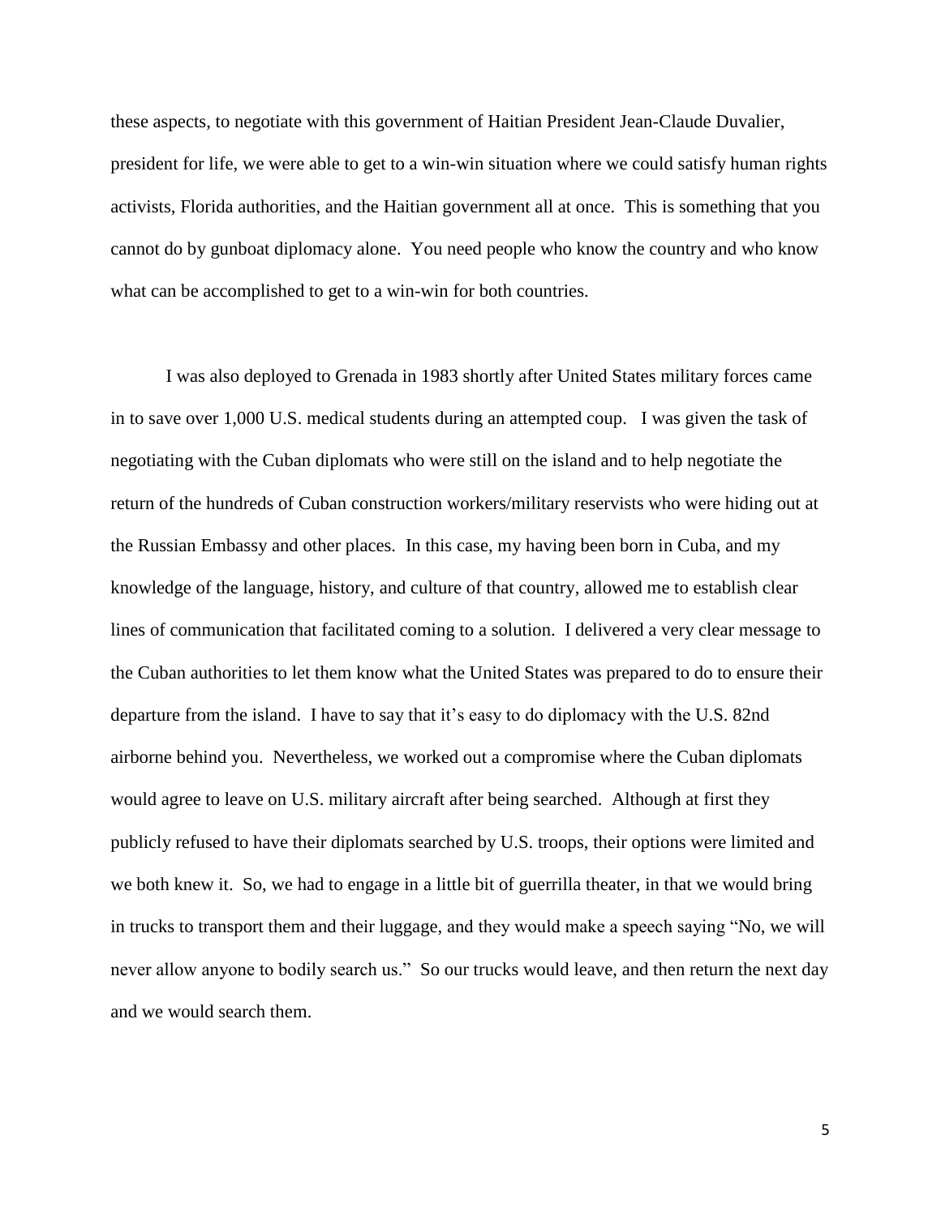these aspects, to negotiate with this government of Haitian President Jean-Claude Duvalier, president for life, we were able to get to a win-win situation where we could satisfy human rights activists, Florida authorities, and the Haitian government all at once. This is something that you cannot do by gunboat diplomacy alone. You need people who know the country and who know what can be accomplished to get to a win-win for both countries.

I was also deployed to Grenada in 1983 shortly after United States military forces came in to save over 1,000 U.S. medical students during an attempted coup. I was given the task of negotiating with the Cuban diplomats who were still on the island and to help negotiate the return of the hundreds of Cuban construction workers/military reservists who were hiding out at the Russian Embassy and other places. In this case, my having been born in Cuba, and my knowledge of the language, history, and culture of that country, allowed me to establish clear lines of communication that facilitated coming to a solution. I delivered a very clear message to the Cuban authorities to let them know what the United States was prepared to do to ensure their departure from the island. I have to say that it's easy to do diplomacy with the U.S. 82nd airborne behind you. Nevertheless, we worked out a compromise where the Cuban diplomats would agree to leave on U.S. military aircraft after being searched. Although at first they publicly refused to have their diplomats searched by U.S. troops, their options were limited and we both knew it. So, we had to engage in a little bit of guerrilla theater, in that we would bring in trucks to transport them and their luggage, and they would make a speech saying "No, we will never allow anyone to bodily search us." So our trucks would leave, and then return the next day and we would search them.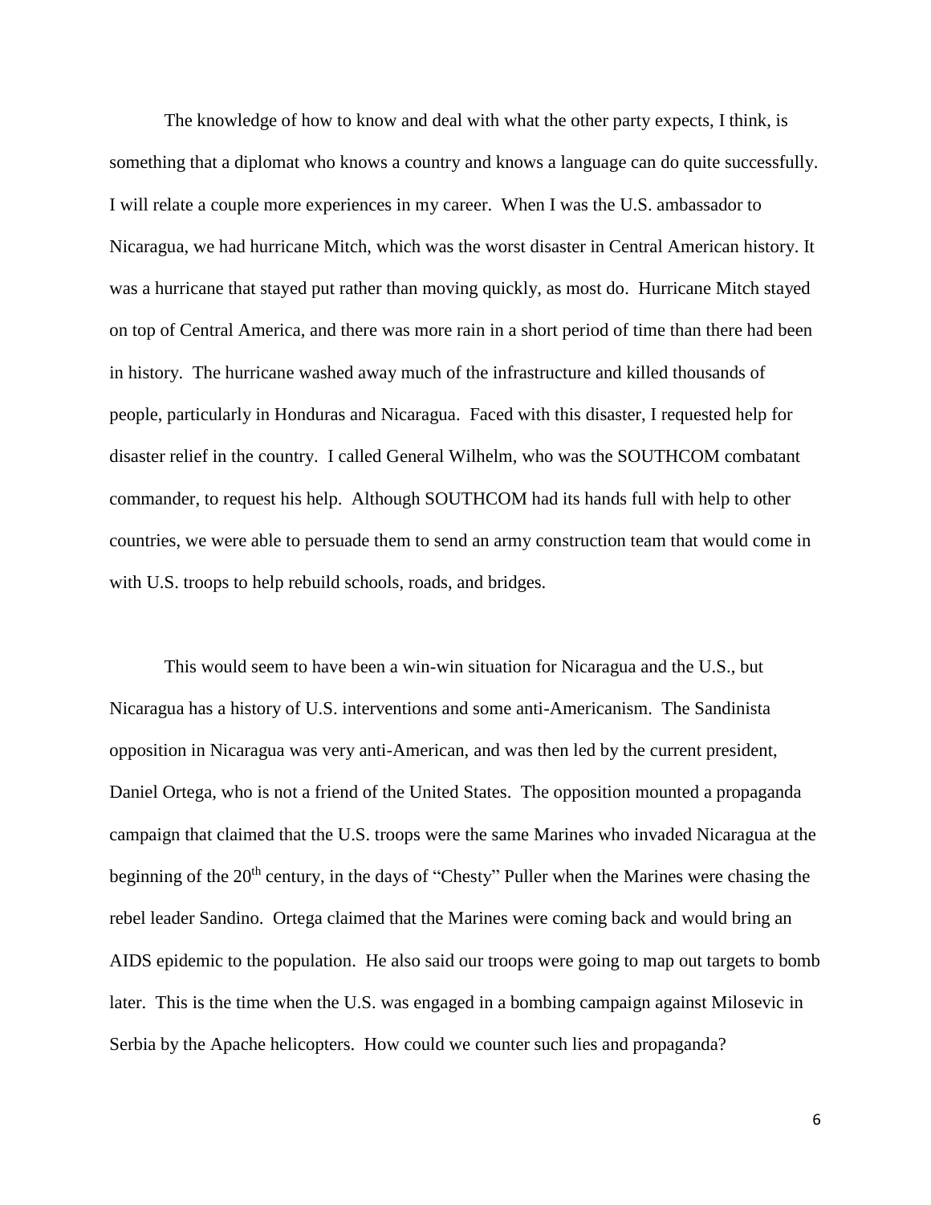The knowledge of how to know and deal with what the other party expects, I think, is something that a diplomat who knows a country and knows a language can do quite successfully. I will relate a couple more experiences in my career. When I was the U.S. ambassador to Nicaragua, we had hurricane Mitch, which was the worst disaster in Central American history. It was a hurricane that stayed put rather than moving quickly, as most do. Hurricane Mitch stayed on top of Central America, and there was more rain in a short period of time than there had been in history. The hurricane washed away much of the infrastructure and killed thousands of people, particularly in Honduras and Nicaragua. Faced with this disaster, I requested help for disaster relief in the country. I called General Wilhelm, who was the SOUTHCOM combatant commander, to request his help. Although SOUTHCOM had its hands full with help to other countries, we were able to persuade them to send an army construction team that would come in with U.S. troops to help rebuild schools, roads, and bridges.

This would seem to have been a win-win situation for Nicaragua and the U.S., but Nicaragua has a history of U.S. interventions and some anti-Americanism. The Sandinista opposition in Nicaragua was very anti-American, and was then led by the current president, Daniel Ortega, who is not a friend of the United States. The opposition mounted a propaganda campaign that claimed that the U.S. troops were the same Marines who invaded Nicaragua at the beginning of the 20th century, in the days of "Chesty" Puller when the Marines were chasing the rebel leader Sandino. Ortega claimed that the Marines were coming back and would bring an AIDS epidemic to the population. He also said our troops were going to map out targets to bomb later. This is the time when the U.S. was engaged in a bombing campaign against Milosevic in Serbia by the Apache helicopters. How could we counter such lies and propaganda?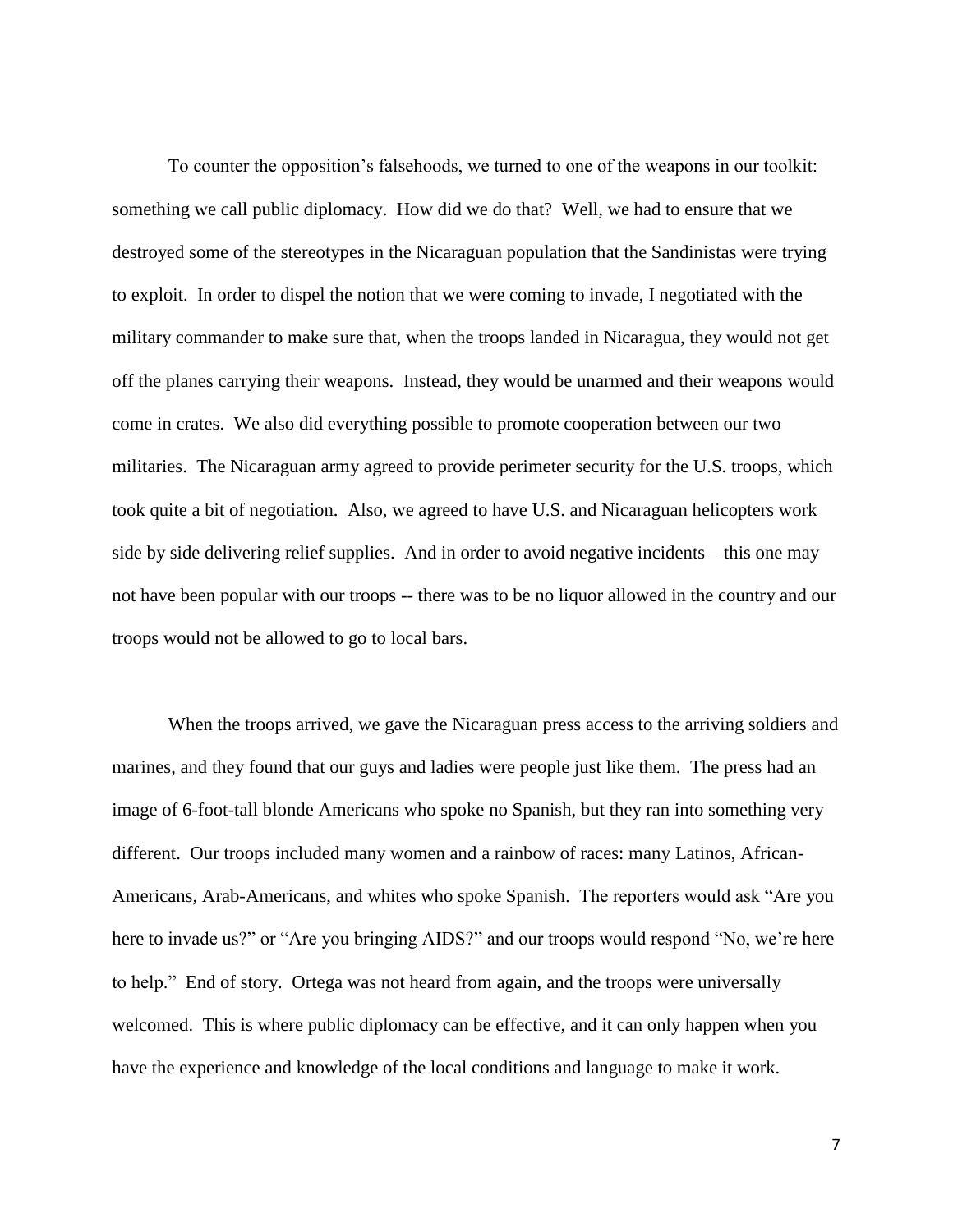To counter the opposition's falsehoods, we turned to one of the weapons in our toolkit: something we call public diplomacy. How did we do that? Well, we had to ensure that we destroyed some of the stereotypes in the Nicaraguan population that the Sandinistas were trying to exploit. In order to dispel the notion that we were coming to invade, I negotiated with the military commander to make sure that, when the troops landed in Nicaragua, they would not get off the planes carrying their weapons. Instead, they would be unarmed and their weapons would come in crates. We also did everything possible to promote cooperation between our two militaries. The Nicaraguan army agreed to provide perimeter security for the U.S. troops, which took quite a bit of negotiation. Also, we agreed to have U.S. and Nicaraguan helicopters work side by side delivering relief supplies. And in order to avoid negative incidents – this one may not have been popular with our troops -- there was to be no liquor allowed in the country and our troops would not be allowed to go to local bars.

When the troops arrived, we gave the Nicaraguan press access to the arriving soldiers and marines, and they found that our guys and ladies were people just like them. The press had an image of 6-foot-tall blonde Americans who spoke no Spanish, but they ran into something very different. Our troops included many women and a rainbow of races: many Latinos, African-Americans, Arab-Americans, and whites who spoke Spanish. The reporters would ask "Are you here to invade us?" or "Are you bringing AIDS?" and our troops would respond "No, we're here to help." End of story. Ortega was not heard from again, and the troops were universally welcomed. This is where public diplomacy can be effective, and it can only happen when you have the experience and knowledge of the local conditions and language to make it work.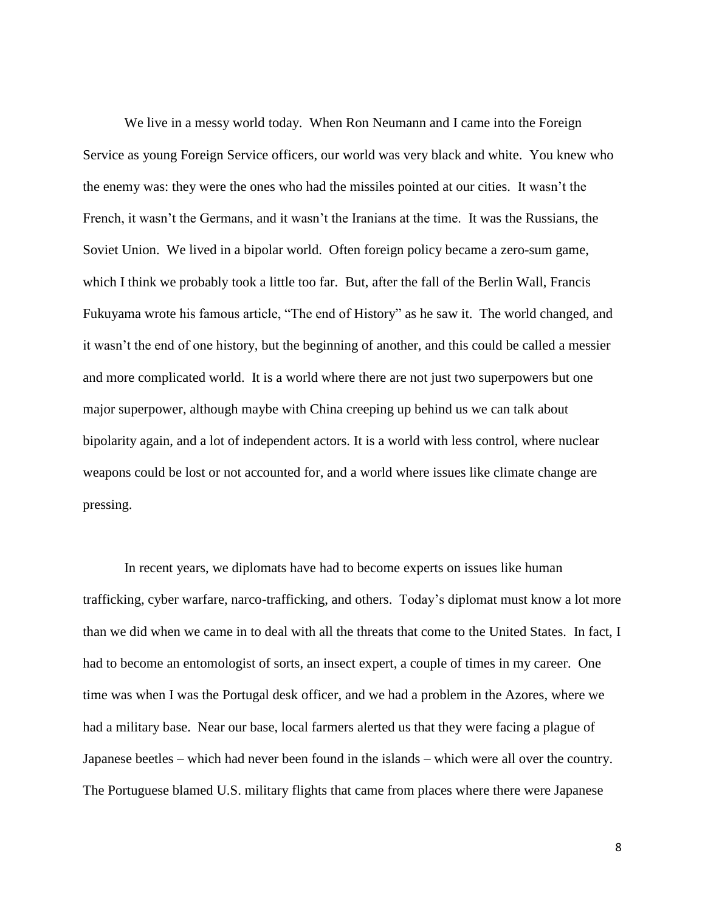We live in a messy world today. When Ron Neumann and I came into the Foreign Service as young Foreign Service officers, our world was very black and white. You knew who the enemy was: they were the ones who had the missiles pointed at our cities. It wasn't the French, it wasn't the Germans, and it wasn't the Iranians at the time. It was the Russians, the Soviet Union. We lived in a bipolar world. Often foreign policy became a zero-sum game, which I think we probably took a little too far. But, after the fall of the Berlin Wall, Francis Fukuyama wrote his famous article, "The end of History" as he saw it. The world changed, and it wasn't the end of one history, but the beginning of another, and this could be called a messier and more complicated world. It is a world where there are not just two superpowers but one major superpower, although maybe with China creeping up behind us we can talk about bipolarity again, and a lot of independent actors. It is a world with less control, where nuclear weapons could be lost or not accounted for, and a world where issues like climate change are pressing.

In recent years, we diplomats have had to become experts on issues like human trafficking, cyber warfare, narco-trafficking, and others. Today's diplomat must know a lot more than we did when we came in to deal with all the threats that come to the United States. In fact, I had to become an entomologist of sorts, an insect expert, a couple of times in my career. One time was when I was the Portugal desk officer, and we had a problem in the Azores, where we had a military base. Near our base, local farmers alerted us that they were facing a plague of Japanese beetles – which had never been found in the islands – which were all over the country. The Portuguese blamed U.S. military flights that came from places where there were Japanese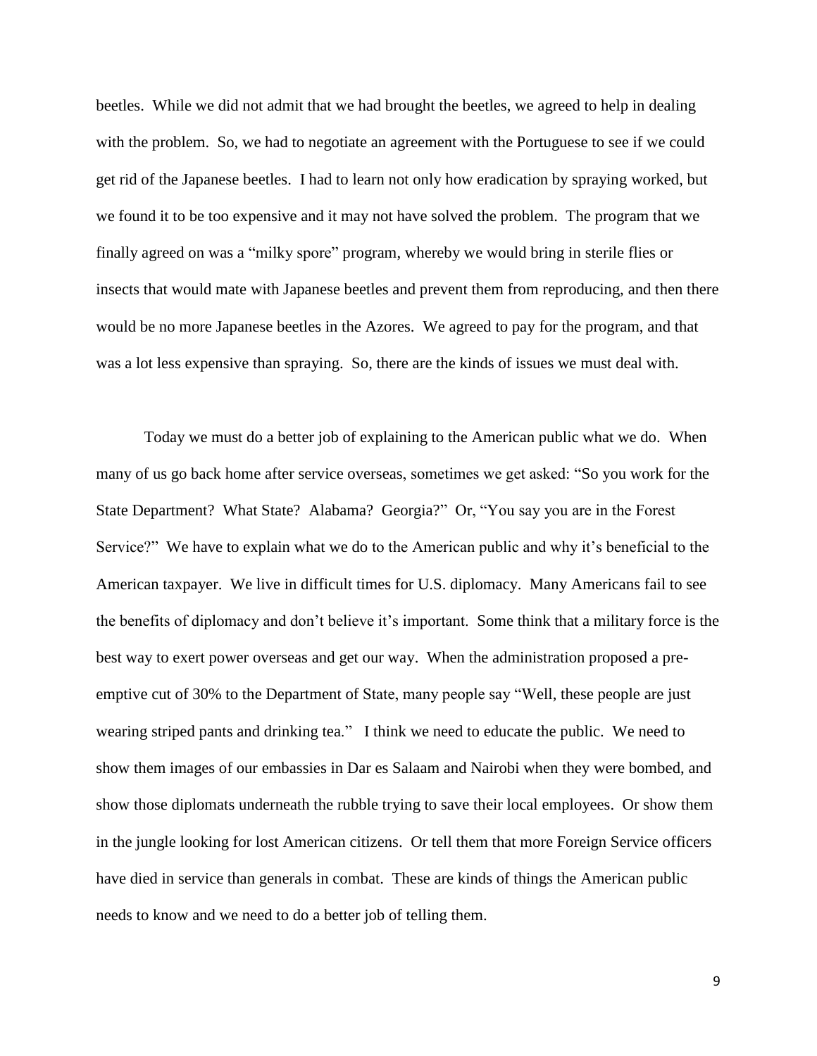beetles. While we did not admit that we had brought the beetles, we agreed to help in dealing with the problem. So, we had to negotiate an agreement with the Portuguese to see if we could get rid of the Japanese beetles. I had to learn not only how eradication by spraying worked, but we found it to be too expensive and it may not have solved the problem. The program that we finally agreed on was a "milky spore" program, whereby we would bring in sterile flies or insects that would mate with Japanese beetles and prevent them from reproducing, and then there would be no more Japanese beetles in the Azores. We agreed to pay for the program, and that was a lot less expensive than spraying. So, there are the kinds of issues we must deal with.

Today we must do a better job of explaining to the American public what we do. When many of us go back home after service overseas, sometimes we get asked: "So you work for the State Department? What State? Alabama? Georgia?" Or, "You say you are in the Forest Service?" We have to explain what we do to the American public and why it's beneficial to the American taxpayer. We live in difficult times for U.S. diplomacy. Many Americans fail to see the benefits of diplomacy and don't believe it's important. Some think that a military force is the best way to exert power overseas and get our way. When the administration proposed a pre-emptive cut of 30% to the Department of State, many people say "Well, these people are just wearing striped pants and drinking tea." I think we need to educate the public. We need to show them images of our embassies in Dar es Salaam and Nairobi when they were bombed, and show those diplomats underneath the rubble trying to save their local employees. Or show them in the jungle looking for lost American citizens. Or tell them that more Foreign Service officers have died in service than generals in combat. These are kinds of things the American public needs to know and we need to do a better job of telling them.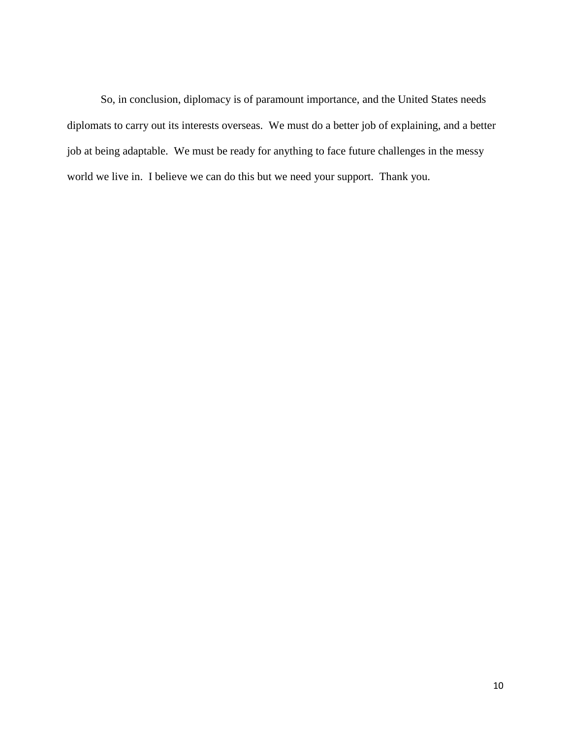So, in conclusion, diplomacy is of paramount importance, and the United States needs diplomats to carry out its interests overseas. We must do a better job of explaining, and a better job at being adaptable. We must be ready for anything to face future challenges in the messy world we live in. I believe we can do this but we need your support. Thank you.